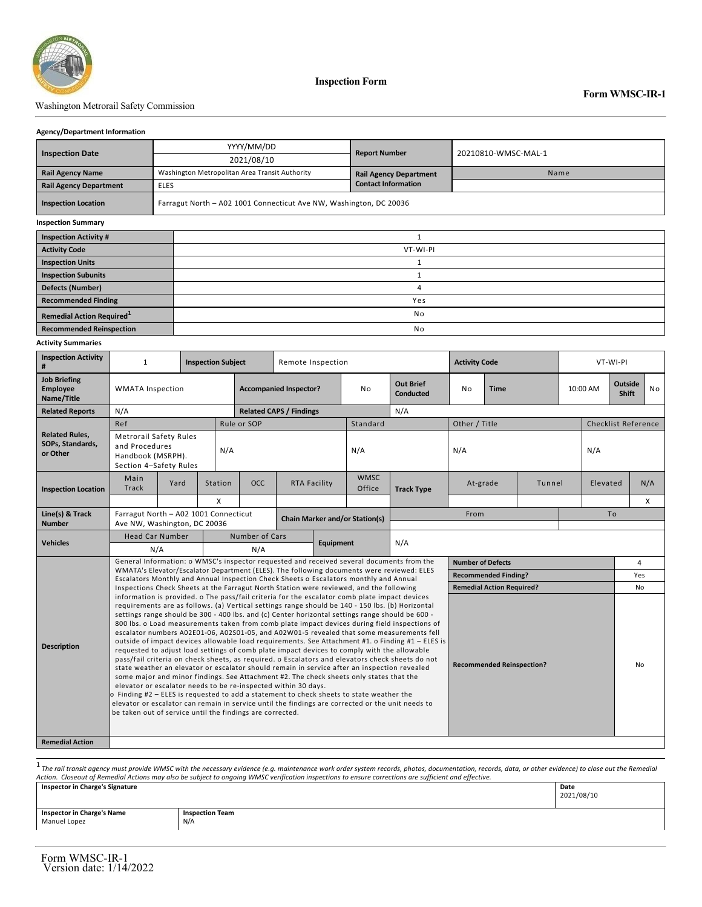Washington Metrorail Safety Commission

# Inspection Form

**Form WMSC-IR-1**

## Agency/Department Information

| | | | |
|---|---|---|---|
| **Inspection Date** | YYYY/MM/DD<br>2021/08/10 | **Report Number** | 20210810-WMSC-MAL-1 |
| **Rail Agency Name** | Washington Metropolitan Area Transit Authority | **Rail Agency Department Contact Information** | Name |
| **Rail Agency Department** | ELES | | |
| **Inspection Location** | Farragut North – A02 1001 Connecticut Ave NW, Washington, DC 20036 | | |

## Inspection Summary

| | |
|---|---|
| **Inspection Activity #** | 1 |
| **Activity Code** | VT-WI-PI |
| **Inspection Units** | 1 |
| **Inspection Subunits** | 1 |
| **Defects (Number)** | 4 |
| **Recommended Finding** | Yes |
| **Remedial Action Required**[1] | No |
| **Recommended Reinspection** | No |

## Activity Summaries

| | | | | | | | |
|---|---|---|---|---|---|---|---|
| **Inspection Activity #** | 1 | **Inspection Subject** | Remote Inspection | **Activity Code** | VT-WI-PI | | |
| **Job Briefing Employee Name/Title** | WMATA Inspection | **Accompanied Inspector?** | No | **Out Brief Conducted** | No | **Time** 10:00 AM | **Outside Shift** No |
| **Related Reports** | N/A | **Related CAPS / Findings** | N/A | | | | |

**Related Rules, SOPs, Standards, or Other**

| Ref | Rule or SOP | Standard | Other / Title | Checklist Reference |
|---|---|---|---|---|
| Metrorail Safety Rules and Procedures Handbook (MSRPH). Section 4–Safety Rules | N/A | N/A | N/A | N/A |

**Inspection Location**

| Main Track | Yard | Station | OCC | RTA Facility | WMSC Office |
|---|---|---|---|---|---|
| | | X | | | |

**Track Type**

| At-grade | Tunnel | Elevated | N/A |
|---|---|---|---|
| | | | X |

| | | | | |
|---|---|---|---|---|
| **Line(s) & Track Number** | Farragut North – A02 1001 Connecticut Ave NW, Washington, DC 20036 | **Chain Marker and/or Station(s)** | From | To |

**Vehicles**

| Head Car Number | Number of Cars | Equipment |
|---|---|---|
| N/A | N/A | N/A |

**Description**

General Information: o WMSC's inspector requested and received several documents from the WMATA's Elevator/Escalator Department (ELES). The following documents were reviewed: ELES Escalators Monthly and Annual Inspection Check Sheets o Escalators monthly and Annual Inspections Check Sheets at the Farragut North Station were reviewed, and the following information is provided. o The pass/fail criteria for the escalator comb plate impact devices requirements are as follows. (a) Vertical settings range should be 140 - 150 lbs. (b) Horizontal settings range should be 300 - 400 lbs. and (c) Center horizontal settings range should be 600 - 800 lbs. o Load measurements taken from comb plate impact devices during field inspections of escalator numbers A02E01-06, A02S01-05, and A02W01-5 revealed that some measurements fell outside of impact devices allowable load requirements. See Attachment #1. o Finding #1 – ELES is requested to adjust load settings of comb plate impact devices to comply with the allowable pass/fail criteria on check sheets, as required. o Escalators and elevators check sheets do not state weather an elevator or escalator should remain in service after an inspection revealed some major and minor findings. See Attachment #2. The check sheets only states that the elevator or escalator needs to be re-inspected within 30 days.
o Finding #2 – ELES is requested to add a statement to check sheets to state weather the elevator or escalator can remain in service until the findings are corrected or the unit needs to be taken out of service until the findings are corrected.

| | |
|---|---|
| **Number of Defects** | 4 |
| **Recommended Finding?** | Yes |
| **Remedial Action Required?** | No |
| **Recommended Reinspection?** | No |

**Remedial Action**

[1] *The rail transit agency must provide WMSC with the necessary evidence (e.g. maintenance work order system records, photos, documentation, records, data, or other evidence) to close out the Remedial Action. Closeout of Remedial Actions may also be subject to ongoing WMSC verification inspections to ensure corrections are sufficient and effective.*

| | | |
|---|---|---|
| **Inspector in Charge's Signature** | | **Date**<br>2021/08/10 |
| **Inspector in Charge's Name**<br>Manuel Lopez | **Inspection Team**<br>N/A | |

Form WMSC-IR-1
Version date: 1/14/2022